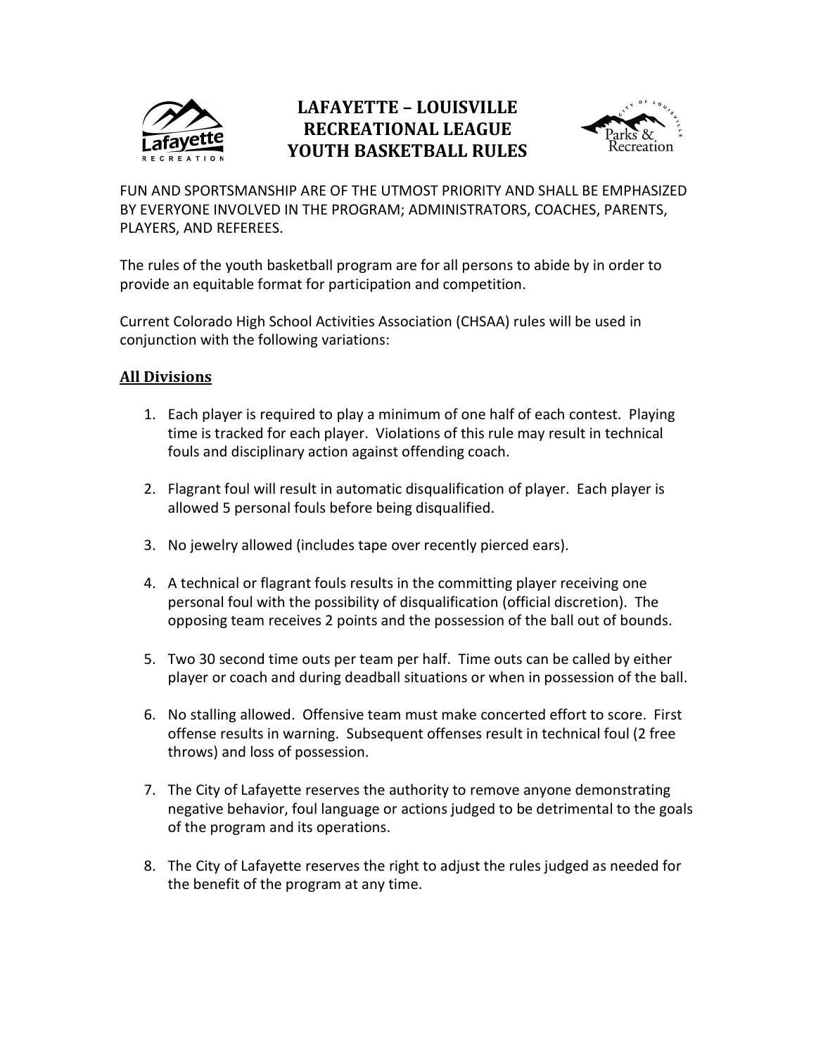# LAFAYETTE – LOUISVILLE RECREATIONAL LEAGUE YOUTH BASKETBALL RULES

FUN AND SPORTSMANSHIP ARE OF THE UTMOST PRIORITY AND SHALL BE EMPHASIZED BY EVERYONE INVOLVED IN THE PROGRAM; ADMINISTRATORS, COACHES, PARENTS, PLAYERS, AND REFEREES.

The rules of the youth basketball program are for all persons to abide by in order to provide an equitable format for participation and competition.

Current Colorado High School Activities Association (CHSAA) rules will be used in conjunction with the following variations:

## All Divisions

1. Each player is required to play a minimum of one half of each contest. Playing time is tracked for each player. Violations of this rule may result in technical fouls and disciplinary action against offending coach.

2. Flagrant foul will result in automatic disqualification of player. Each player is allowed 5 personal fouls before being disqualified.

3. No jewelry allowed (includes tape over recently pierced ears).

4. A technical or flagrant fouls results in the committing player receiving one personal foul with the possibility of disqualification (official discretion). The opposing team receives 2 points and the possession of the ball out of bounds.

5. Two 30 second time outs per team per half. Time outs can be called by either player or coach and during deadball situations or when in possession of the ball.

6. No stalling allowed. Offensive team must make concerted effort to score. First offense results in warning. Subsequent offenses result in technical foul (2 free throws) and loss of possession.

7. The City of Lafayette reserves the authority to remove anyone demonstrating negative behavior, foul language or actions judged to be detrimental to the goals of the program and its operations.

8. The City of Lafayette reserves the right to adjust the rules judged as needed for the benefit of the program at any time.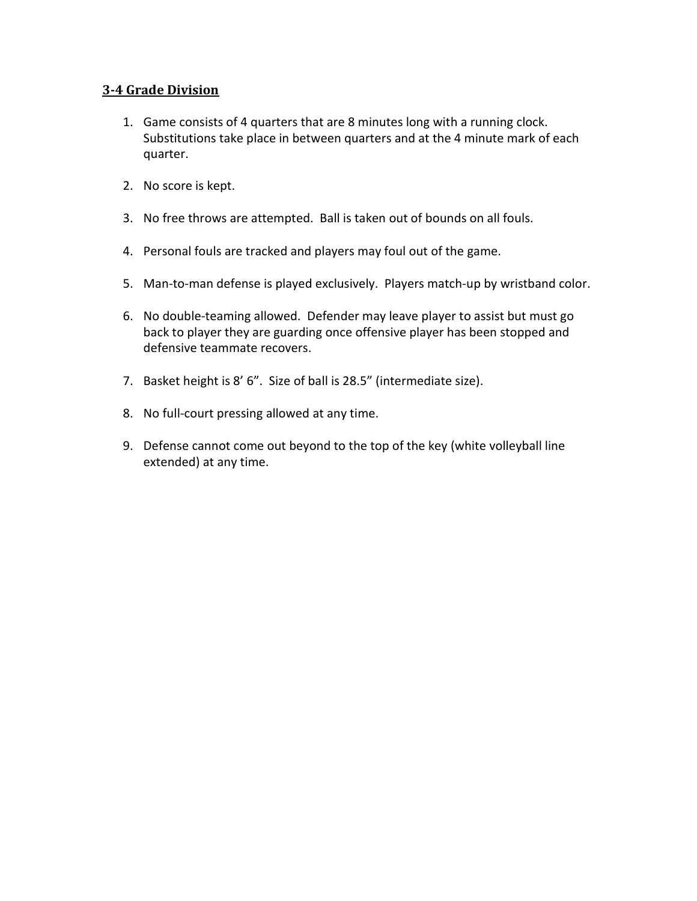## 3-4 Grade Division

1. Game consists of 4 quarters that are 8 minutes long with a running clock. Substitutions take place in between quarters and at the 4 minute mark of each quarter.

2. No score is kept.

3. No free throws are attempted. Ball is taken out of bounds on all fouls.

4. Personal fouls are tracked and players may foul out of the game.

5. Man-to-man defense is played exclusively. Players match-up by wristband color.

6. No double-teaming allowed. Defender may leave player to assist but must go back to player they are guarding once offensive player has been stopped and defensive teammate recovers.

7. Basket height is 8' 6". Size of ball is 28.5" (intermediate size).

8. No full-court pressing allowed at any time.

9. Defense cannot come out beyond to the top of the key (white volleyball line extended) at any time.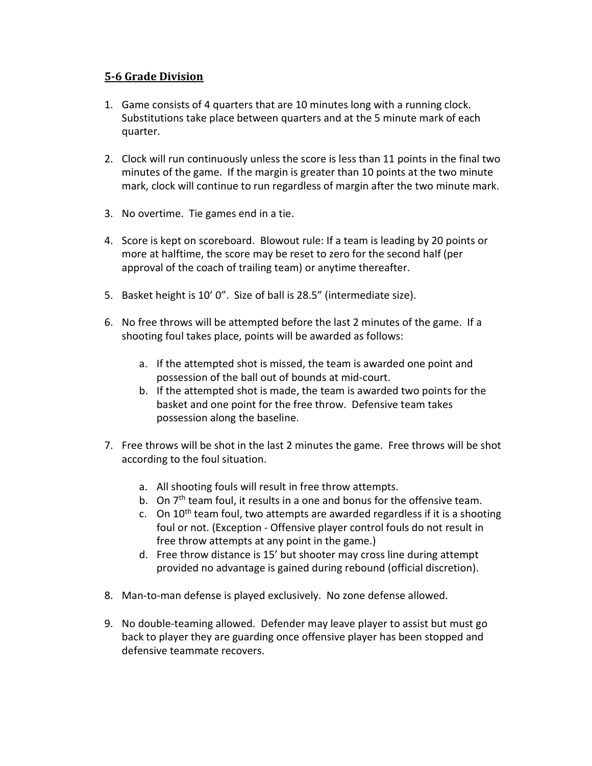## <u>5-6 Grade Division</u>

1. Game consists of 4 quarters that are 10 minutes long with a running clock. Substitutions take place between quarters and at the 5 minute mark of each quarter.

2. Clock will run continuously unless the score is less than 11 points in the final two minutes of the game. If the margin is greater than 10 points at the two minute mark, clock will continue to run regardless of margin after the two minute mark.

3. No overtime. Tie games end in a tie.

4. Score is kept on scoreboard. Blowout rule: If a team is leading by 20 points or more at halftime, the score may be reset to zero for the second half (per approval of the coach of trailing team) or anytime thereafter.

5. Basket height is 10' 0". Size of ball is 28.5" (intermediate size).

6. No free throws will be attempted before the last 2 minutes of the game. If a shooting foul takes place, points will be awarded as follows:

    a. If the attempted shot is missed, the team is awarded one point and possession of the ball out of bounds at mid-court.
    b. If the attempted shot is made, the team is awarded two points for the basket and one point for the free throw. Defensive team takes possession along the baseline.

7. Free throws will be shot in the last 2 minutes the game. Free throws will be shot according to the foul situation.

    a. All shooting fouls will result in free throw attempts.
    b. On 7th team foul, it results in a one and bonus for the offensive team.
    c. On 10th team foul, two attempts are awarded regardless if it is a shooting foul or not. (Exception - Offensive player control fouls do not result in free throw attempts at any point in the game.)
    d. Free throw distance is 15' but shooter may cross line during attempt provided no advantage is gained during rebound (official discretion).

8. Man-to-man defense is played exclusively. No zone defense allowed.

9. No double-teaming allowed. Defender may leave player to assist but must go back to player they are guarding once offensive player has been stopped and defensive teammate recovers.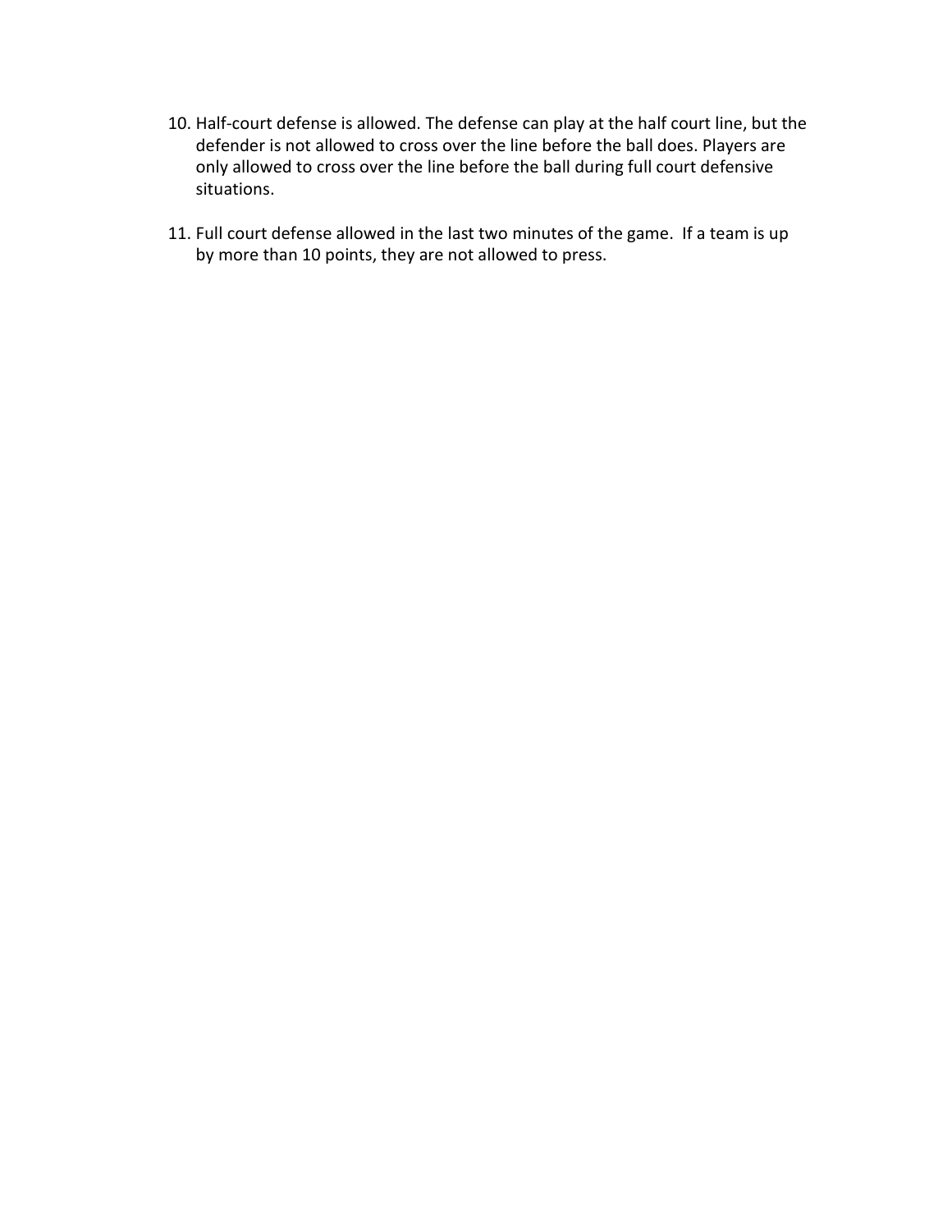10. Half-court defense is allowed. The defense can play at the half court line, but the defender is not allowed to cross over the line before the ball does. Players are only allowed to cross over the line before the ball during full court defensive situations.

11. Full court defense allowed in the last two minutes of the game.  If a team is up by more than 10 points, they are not allowed to press.